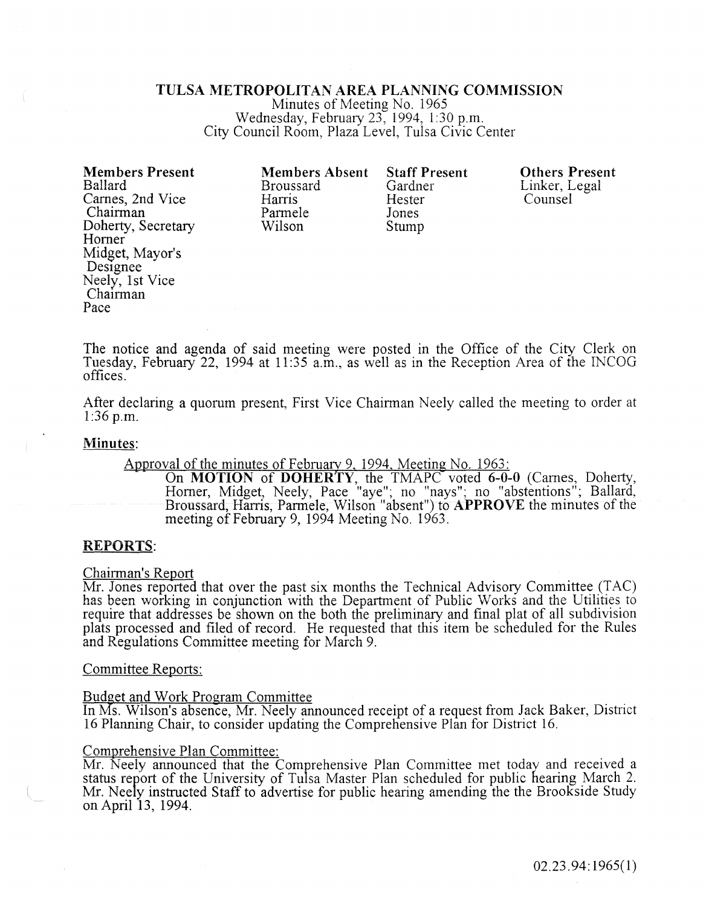# TULSA METROPOLITAN AREA PLANNING COMMISSION

Minutes of Meeting No. 1965
Wednesday, February 23, 1994, 1:30 p.m.
City Council Room, Plaza Level, Tulsa Civic Center

| Members Present | Members Absent | Staff Present | Others Present |
|---|---|---|---|
| Ballard | Broussard | Gardner | Linker, Legal Counsel |
| Carnes, 2nd Vice Chairman | Harris | Hester | |
| Doherty, Secretary | Parmele | Jones | |
| Horner | Wilson | Stump | |
| Midget, Mayor's Designee | | | |
| Neely, 1st Vice Chairman | | | |
| Pace | | | |

The notice and agenda of said meeting were posted in the Office of the City Clerk on Tuesday, February 22, 1994 at 11:35 a.m., as well as in the Reception Area of the INCOG offices.

After declaring a quorum present, First Vice Chairman Neely called the meeting to order at 1:36 p.m.

## Minutes:

Approval of the minutes of February 9, 1994, Meeting No. 1963:

On **MOTION** of **DOHERTY**, the TMAPC voted **6-0-0** (Carnes, Doherty, Horner, Midget, Neely, Pace "aye"; no "nays"; no "abstentions"; Ballard, Broussard, Harris, Parmele, Wilson "absent") to **APPROVE** the minutes of the meeting of February 9, 1994 Meeting No. 1963.

## REPORTS:

Chairman's Report

Mr. Jones reported that over the past six months the Technical Advisory Committee (TAC) has been working in conjunction with the Department of Public Works and the Utilities to require that addresses be shown on the both the preliminary and final plat of all subdivision plats processed and filed of record. He requested that this item be scheduled for the Rules and Regulations Committee meeting for March 9.

Committee Reports:

Budget and Work Program Committee

In Ms. Wilson's absence, Mr. Neely announced receipt of a request from Jack Baker, District 16 Planning Chair, to consider updating the Comprehensive Plan for District 16.

Comprehensive Plan Committee:

Mr. Neely announced that the Comprehensive Plan Committee met today and received a status report of the University of Tulsa Master Plan scheduled for public hearing March 2. Mr. Neely instructed Staff to advertise for public hearing amending the the Brookside Study on April 13, 1994.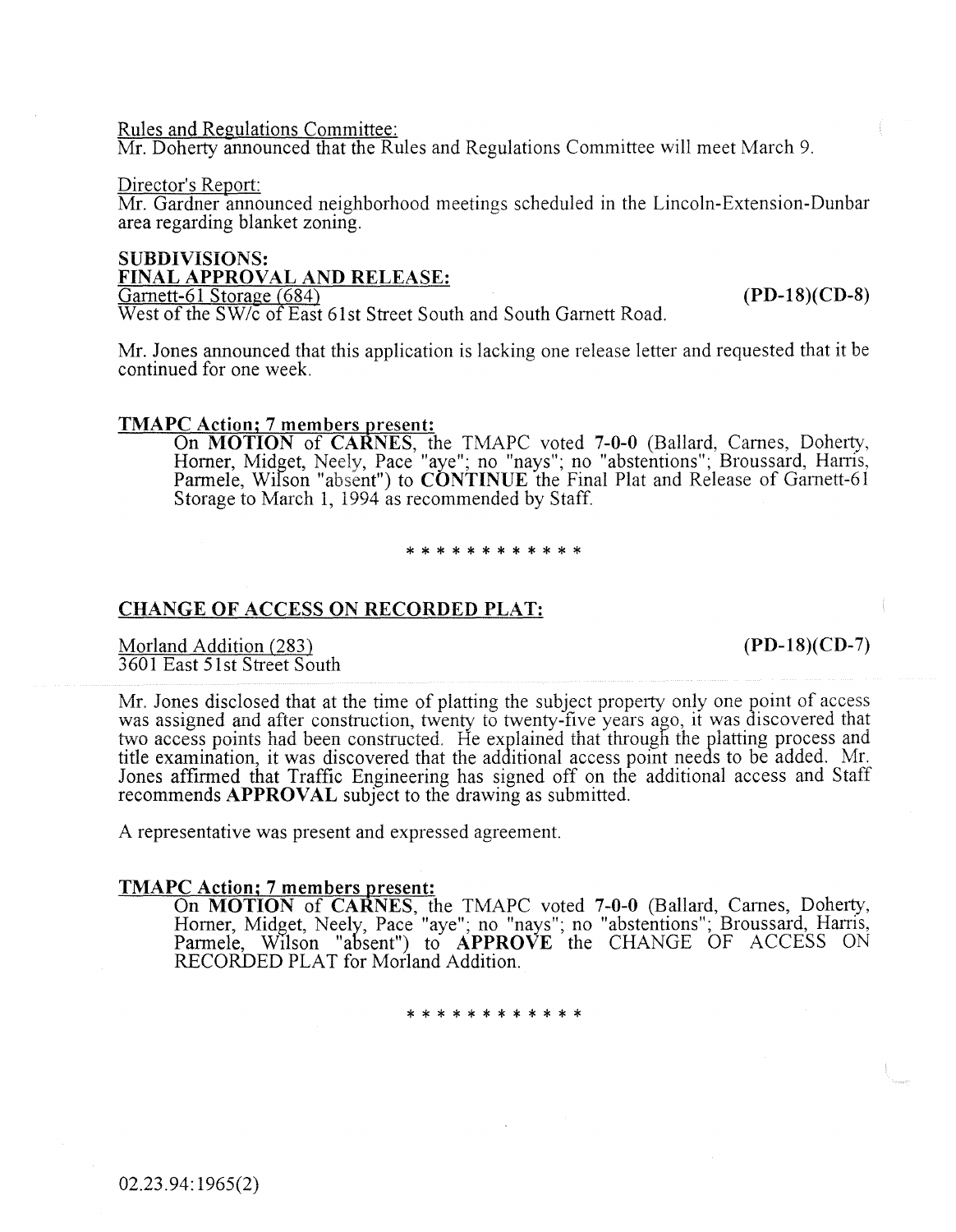Rules and Regulations Committee:
Mr. Doherty announced that the Rules and Regulations Committee will meet March 9.

Director's Report:
Mr. Gardner announced neighborhood meetings scheduled in the Lincoln-Extension-Dunbar area regarding blanket zoning.

**SUBDIVISIONS:**
**FINAL APPROVAL AND RELEASE:**
Garnett-61 Storage (684) **(PD-18)(CD-8)**
West of the SW/c of East 61st Street South and South Garnett Road.

Mr. Jones announced that this application is lacking one release letter and requested that it be continued for one week.

**TMAPC Action; 7 members present:**
On **MOTION** of **CARNES**, the TMAPC voted **7-0-0** (Ballard, Carnes, Doherty, Horner, Midget, Neely, Pace "aye"; no "nays"; no "abstentions"; Broussard, Harris, Parmele, Wilson "absent") to **CONTINUE** the Final Plat and Release of Garnett-61 Storage to March 1, 1994 as recommended by Staff.

\* \* \* \* \* \* \* \* \* \* \* \*

## CHANGE OF ACCESS ON RECORDED PLAT:

Morland Addition (283) **(PD-18)(CD-7)**
3601 East 51st Street South

Mr. Jones disclosed that at the time of platting the subject property only one point of access was assigned and after construction, twenty to twenty-five years ago, it was discovered that two access points had been constructed. He explained that through the platting process and title examination, it was discovered that the additional access point needs to be added. Mr. Jones affirmed that Traffic Engineering has signed off on the additional access and Staff recommends **APPROVAL** subject to the drawing as submitted.

A representative was present and expressed agreement.

**TMAPC Action; 7 members present:**
On **MOTION** of **CARNES**, the TMAPC voted **7-0-0** (Ballard, Carnes, Doherty, Horner, Midget, Neely, Pace "aye"; no "nays"; no "abstentions"; Broussard, Harris, Parmele, Wilson "absent") to **APPROVE** the CHANGE OF ACCESS ON RECORDED PLAT for Morland Addition.

\* \* \* \* \* \* \* \* \* \* \* \*

02.23.94:1965(2)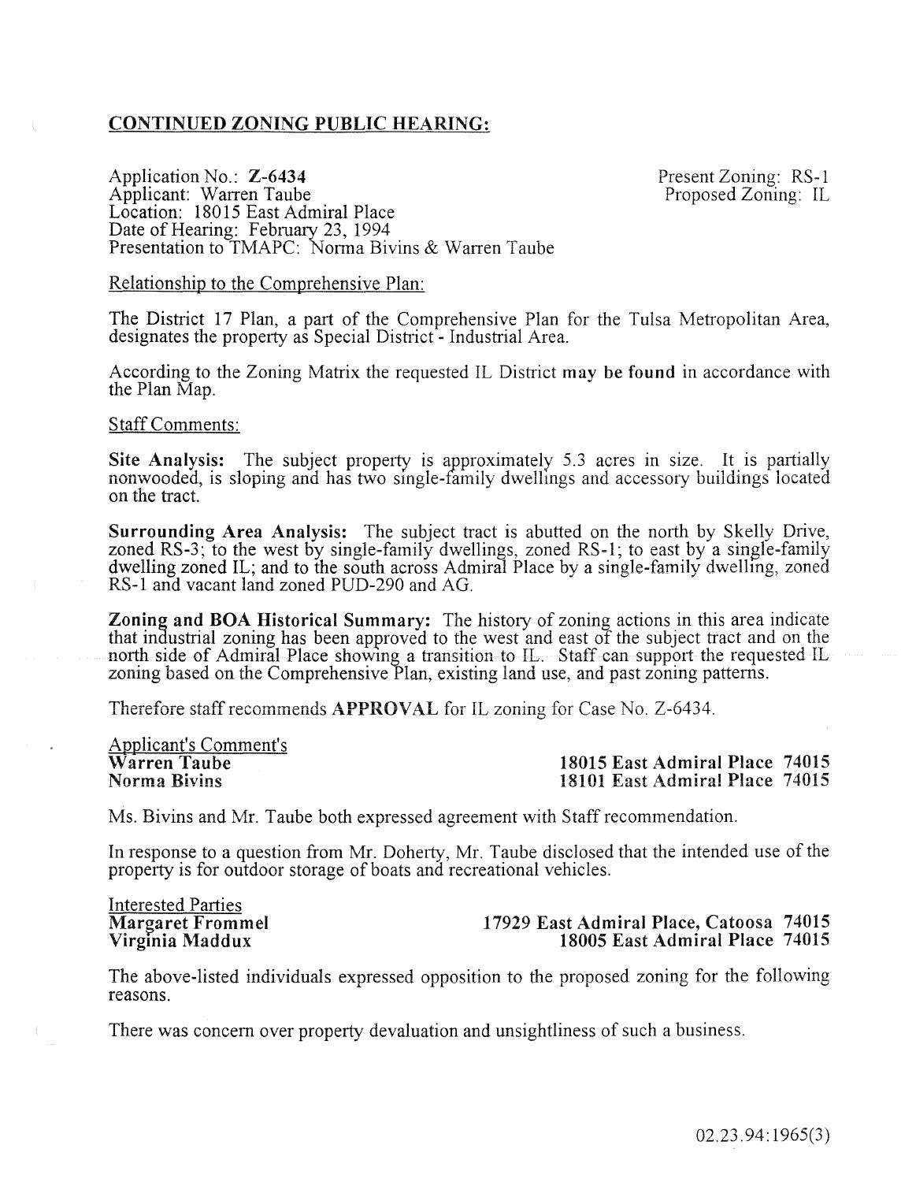## CONTINUED ZONING PUBLIC HEARING:

Application No.: **Z-6434**
Applicant: Warren Taube
Location: 18015 East Admiral Place
Date of Hearing: February 23, 1994
Presentation to TMAPC: Norma Bivins & Warren Taube

Present Zoning: RS-1
Proposed Zoning: IL

Relationship to the Comprehensive Plan:

The District 17 Plan, a part of the Comprehensive Plan for the Tulsa Metropolitan Area, designates the property as Special District - Industrial Area.

According to the Zoning Matrix the requested IL District **may be found** in accordance with the Plan Map.

Staff Comments:

**Site Analysis:** The subject property is approximately 5.3 acres in size. It is partially nonwooded, is sloping and has two single-family dwellings and accessory buildings located on the tract.

**Surrounding Area Analysis:** The subject tract is abutted on the north by Skelly Drive, zoned RS-3; to the west by single-family dwellings, zoned RS-1; to east by a single-family dwelling zoned IL; and to the south across Admiral Place by a single-family dwelling, zoned RS-1 and vacant land zoned PUD-290 and AG.

**Zoning and BOA Historical Summary:** The history of zoning actions in this area indicate that industrial zoning has been approved to the west and east of the subject tract and on the north side of Admiral Place showing a transition to IL. Staff can support the requested IL zoning based on the Comprehensive Plan, existing land use, and past zoning patterns.

Therefore staff recommends **APPROVAL** for IL zoning for Case No. Z-6434.

Applicant's Comment's
**Warren Taube** — **18015 East Admiral Place 74015**
**Norma Bivins** — **18101 East Admiral Place 74015**

Ms. Bivins and Mr. Taube both expressed agreement with Staff recommendation.

In response to a question from Mr. Doherty, Mr. Taube disclosed that the intended use of the property is for outdoor storage of boats and recreational vehicles.

Interested Parties
**Margaret Frommel** — **17929 East Admiral Place, Catoosa 74015**
**Virginia Maddux** — **18005 East Admiral Place 74015**

The above-listed individuals expressed opposition to the proposed zoning for the following reasons.

There was concern over property devaluation and unsightliness of such a business.

02.23.94:1965(3)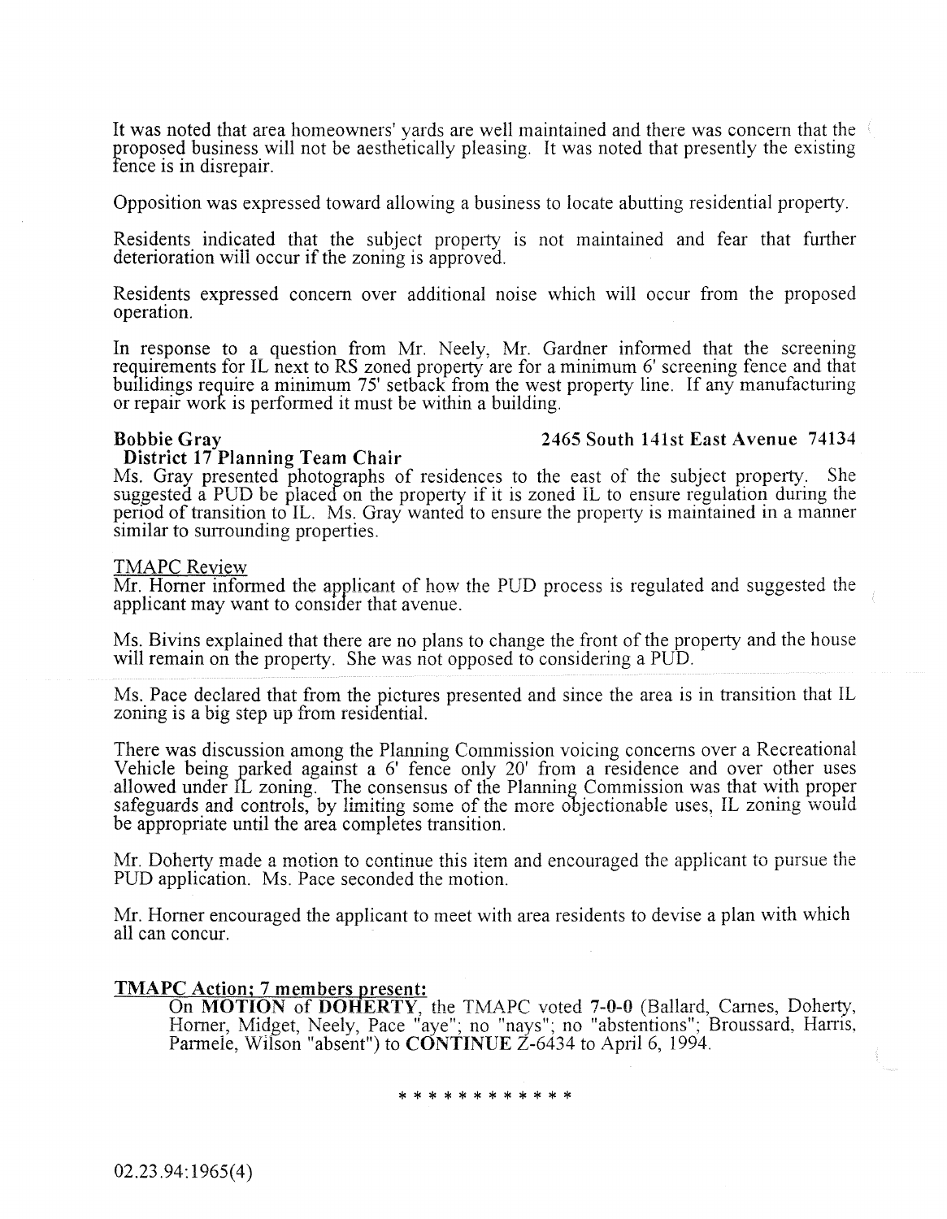It was noted that area homeowners' yards are well maintained and there was concern that the proposed business will not be aesthetically pleasing. It was noted that presently the existing fence is in disrepair.

Opposition was expressed toward allowing a business to locate abutting residential property.

Residents indicated that the subject property is not maintained and fear that further deterioration will occur if the zoning is approved.

Residents expressed concern over additional noise which will occur from the proposed operation.

In response to a question from Mr. Neely, Mr. Gardner informed that the screening requirements for IL next to RS zoned property are for a minimum 6' screening fence and that builidings require a minimum 75' setback from the west property line. If any manufacturing or repair work is performed it must be within a building.

**Bobbie Gray** **2465 South 141st East Avenue 74134**
**District 17 Planning Team Chair**
Ms. Gray presented photographs of residences to the east of the subject property. She suggested a PUD be placed on the property if it is zoned IL to ensure regulation during the period of transition to IL. Ms. Gray wanted to ensure the property is maintained in a manner similar to surrounding properties.

TMAPC Review
Mr. Horner informed the applicant of how the PUD process is regulated and suggested the applicant may want to consider that avenue.

Ms. Bivins explained that there are no plans to change the front of the property and the house will remain on the property. She was not opposed to considering a PUD.

Ms. Pace declared that from the pictures presented and since the area is in transition that IL zoning is a big step up from residential.

There was discussion among the Planning Commission voicing concerns over a Recreational Vehicle being parked against a 6' fence only 20' from a residence and over other uses allowed under IL zoning. The consensus of the Planning Commission was that with proper safeguards and controls, by limiting some of the more objectionable uses, IL zoning would be appropriate until the area completes transition.

Mr. Doherty made a motion to continue this item and encouraged the applicant to pursue the PUD application. Ms. Pace seconded the motion.

Mr. Horner encouraged the applicant to meet with area residents to devise a plan with which all can concur.

**TMAPC Action; 7 members present:**
On **MOTION** of **DOHERTY**, the TMAPC voted **7-0-0** (Ballard, Carnes, Doherty, Horner, Midget, Neely, Pace "aye"; no "nays"; no "abstentions"; Broussard, Harris, Parmele, Wilson "absent") to **CONTINUE** Z-6434 to April 6, 1994.

* * * * * * * * * * * *

02.23.94:1965(4)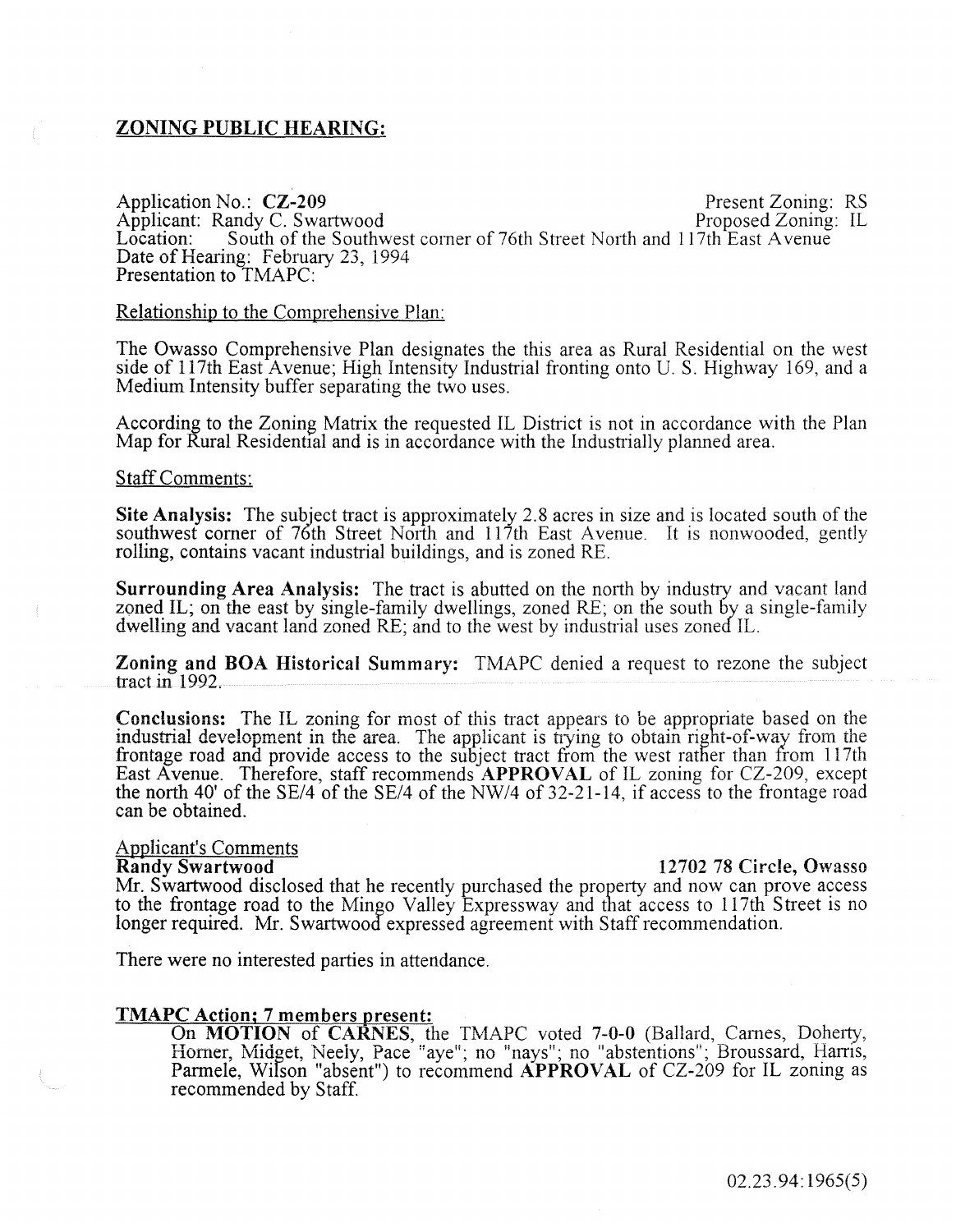## ZONING PUBLIC HEARING:

Application No.: **CZ-209** Present Zoning: RS
Applicant: Randy C. Swartwood Proposed Zoning: IL
Location: South of the Southwest corner of 76th Street North and 117th East Avenue
Date of Hearing: February 23, 1994
Presentation to TMAPC:

Relationship to the Comprehensive Plan:

The Owasso Comprehensive Plan designates the this area as Rural Residential on the west side of 117th East Avenue; High Intensity Industrial fronting onto U. S. Highway 169, and a Medium Intensity buffer separating the two uses.

According to the Zoning Matrix the requested IL District is not in accordance with the Plan Map for Rural Residential and is in accordance with the Industrially planned area.

Staff Comments:

**Site Analysis:** The subject tract is approximately 2.8 acres in size and is located south of the southwest corner of 76th Street North and 117th East Avenue. It is nonwooded, gently rolling, contains vacant industrial buildings, and is zoned RE.

**Surrounding Area Analysis:** The tract is abutted on the north by industry and vacant land zoned IL; on the east by single-family dwellings, zoned RE; on the south by a single-family dwelling and vacant land zoned RE; and to the west by industrial uses zoned IL.

**Zoning and BOA Historical Summary:** TMAPC denied a request to rezone the subject tract in 1992.

**Conclusions:** The IL zoning for most of this tract appears to be appropriate based on the industrial development in the area. The applicant is trying to obtain right-of-way from the frontage road and provide access to the subject tract from the west rather than from 117th East Avenue. Therefore, staff recommends **APPROVAL** of IL zoning for CZ-209, except the north 40' of the SE/4 of the SE/4 of the NW/4 of 32-21-14, if access to the frontage road can be obtained.

Applicant's Comments

**Randy Swartwood** **12702 78 Circle, Owasso**

Mr. Swartwood disclosed that he recently purchased the property and now can prove access to the frontage road to the Mingo Valley Expressway and that access to 117th Street is no longer required. Mr. Swartwood expressed agreement with Staff recommendation.

There were no interested parties in attendance.

**TMAPC Action; 7 members present:**

On **MOTION** of **CARNES**, the TMAPC voted **7-0-0** (Ballard, Carnes, Doherty, Horner, Midget, Neely, Pace "aye"; no "nays"; no "abstentions"; Broussard, Harris, Parmele, Wilson "absent") to recommend **APPROVAL** of CZ-209 for IL zoning as recommended by Staff.

02.23.94:1965(5)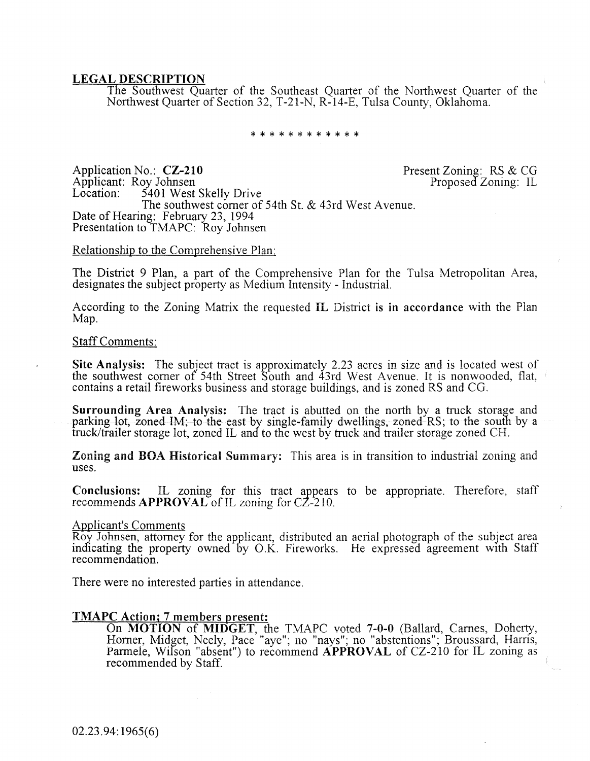**LEGAL DESCRIPTION**

The Southwest Quarter of the Southeast Quarter of the Northwest Quarter of the Northwest Quarter of Section 32, T-21-N, R-14-E, Tulsa County, Oklahoma.

\* \* \* \* \* \* \* \* \* \* \* \*

Application No.: **CZ-210** Present Zoning: RS & CG
Applicant: Roy Johnsen Proposed Zoning: IL
Location: 5401 West Skelly Drive
The southwest corner of 54th St. & 43rd West Avenue.
Date of Hearing: February 23, 1994
Presentation to TMAPC: Roy Johnsen

Relationship to the Comprehensive Plan:

The District 9 Plan, a part of the Comprehensive Plan for the Tulsa Metropolitan Area, designates the subject property as Medium Intensity - Industrial.

According to the Zoning Matrix the requested **IL** District **is in accordance** with the Plan Map.

Staff Comments:

**Site Analysis:** The subject tract is approximately 2.23 acres in size and is located west of the southwest corner of 54th Street South and 43rd West Avenue. It is nonwooded, flat, contains a retail fireworks business and storage buildings, and is zoned RS and CG.

**Surrounding Area Analysis:** The tract is abutted on the north by a truck storage and parking lot, zoned IM; to the east by single-family dwellings, zoned RS; to the south by a truck/trailer storage lot, zoned IL and to the west by truck and trailer storage zoned CH.

**Zoning and BOA Historical Summary:** This area is in transition to industrial zoning and uses.

**Conclusions:** IL zoning for this tract appears to be appropriate. Therefore, staff recommends **APPROVAL** of IL zoning for CZ-210.

Applicant's Comments

Roy Johnsen, attorney for the applicant, distributed an aerial photograph of the subject area indicating the property owned by O.K. Fireworks. He expressed agreement with Staff recommendation.

There were no interested parties in attendance.

**TMAPC Action; 7 members present:**

On **MOTION** of **MIDGET**, the TMAPC voted **7-0-0** (Ballard, Carnes, Doherty, Horner, Midget, Neely, Pace "aye"; no "nays"; no "abstentions"; Broussard, Harris, Parmele, Wilson "absent") to recommend **APPROVAL** of CZ-210 for IL zoning as recommended by Staff.

02.23.94:1965(6)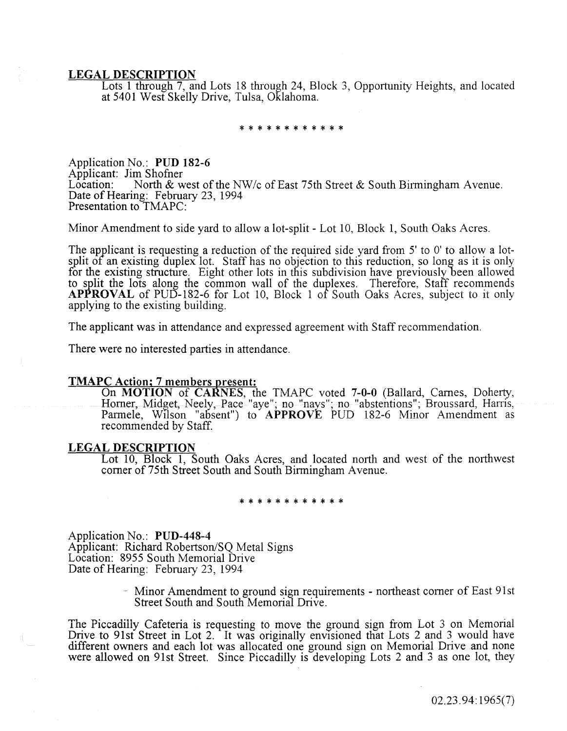**LEGAL DESCRIPTION**

Lots 1 through 7, and Lots 18 through 24, Block 3, Opportunity Heights, and located at 5401 West Skelly Drive, Tulsa, Oklahoma.

\* \* \* \* \* \* \* \* \* \* \* \*

Application No.: **PUD 182-6**
Applicant: Jim Shofner
Location: North & west of the NW/c of East 75th Street & South Birmingham Avenue.
Date of Hearing: February 23, 1994
Presentation to TMAPC:

Minor Amendment to side yard to allow a lot-split - Lot 10, Block 1, South Oaks Acres.

The applicant is requesting a reduction of the required side yard from 5' to 0' to allow a lot-split of an existing duplex lot. Staff has no objection to this reduction, so long as it is only for the existing structure. Eight other lots in this subdivision have previously been allowed to split the lots along the common wall of the duplexes. Therefore, Staff recommends **APPROVAL** of PUD-182-6 for Lot 10, Block 1 of South Oaks Acres, subject to it only applying to the existing building.

The applicant was in attendance and expressed agreement with Staff recommendation.

There were no interested parties in attendance.

**TMAPC Action; 7 members present:**

On **MOTION** of **CARNES**, the TMAPC voted **7-0-0** (Ballard, Carnes, Doherty, Horner, Midget, Neely, Pace "aye"; no "nays"; no "abstentions"; Broussard, Harris, Parmele, Wilson "absent") to **APPROVE** PUD 182-6 Minor Amendment as recommended by Staff.

**LEGAL DESCRIPTION**

Lot 10, Block 1, South Oaks Acres, and located north and west of the northwest corner of 75th Street South and South Birmingham Avenue.

\* \* \* \* \* \* \* \* \* \* \* \*

Application No.: **PUD-448-4**
Applicant: Richard Robertson/SQ Metal Signs
Location: 8955 South Memorial Drive
Date of Hearing: February 23, 1994

- Minor Amendment to ground sign requirements - northeast corner of East 91st Street South and South Memorial Drive.

The Piccadilly Cafeteria is requesting to move the ground sign from Lot 3 on Memorial Drive to 91st Street in Lot 2. It was originally envisioned that Lots 2 and 3 would have different owners and each lot was allocated one ground sign on Memorial Drive and none were allowed on 91st Street. Since Piccadilly is developing Lots 2 and 3 as one lot, they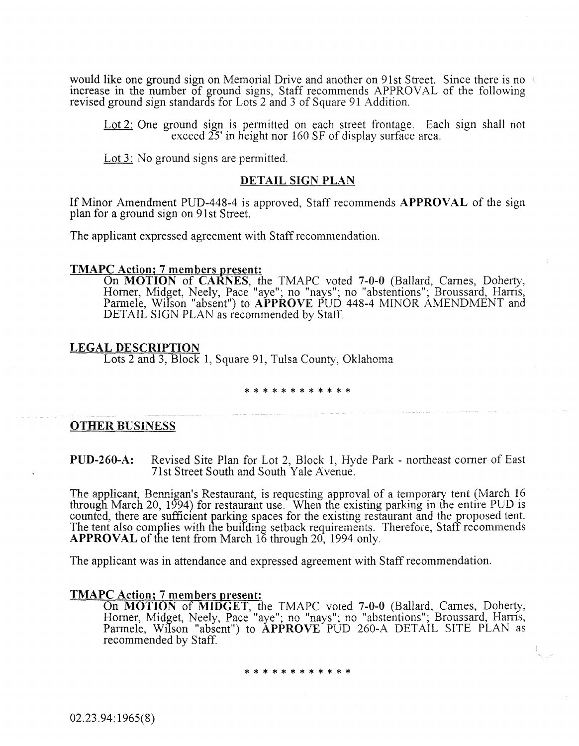would like one ground sign on Memorial Drive and another on 91st Street. Since there is no increase in the number of ground signs, Staff recommends APPROVAL of the following revised ground sign standards for Lots 2 and 3 of Square 91 Addition.

> Lot 2: One ground sign is permitted on each street frontage. Each sign shall not exceed 25' in height nor 160 SF of display surface area.
>
> Lot 3: No ground signs are permitted.

**DETAIL SIGN PLAN**

If Minor Amendment PUD-448-4 is approved, Staff recommends **APPROVAL** of the sign plan for a ground sign on 91st Street.

The applicant expressed agreement with Staff recommendation.

**TMAPC Action; 7 members present:**

On **MOTION** of **CARNES**, the TMAPC voted **7-0-0** (Ballard, Carnes, Doherty, Horner, Midget, Neely, Pace "aye"; no "nays"; no "abstentions"; Broussard, Harris, Parmele, Wilson "absent") to **APPROVE** PUD 448-4 MINOR AMENDMENT and DETAIL SIGN PLAN as recommended by Staff.

**LEGAL DESCRIPTION**

Lots 2 and 3, Block 1, Square 91, Tulsa County, Oklahoma

\* \* \* \* \* \* \* \* \* \* \* \*

**OTHER BUSINESS**

**PUD-260-A:** Revised Site Plan for Lot 2, Block 1, Hyde Park - northeast corner of East 71st Street South and South Yale Avenue.

The applicant, Bennigan's Restaurant, is requesting approval of a temporary tent (March 16 through March 20, 1994) for restaurant use. When the existing parking in the entire PUD is counted, there are sufficient parking spaces for the existing restaurant and the proposed tent. The tent also complies with the building setback requirements. Therefore, Staff recommends **APPROVAL** of the tent from March 16 through 20, 1994 only.

The applicant was in attendance and expressed agreement with Staff recommendation.

**TMAPC Action; 7 members present:**

On **MOTION** of **MIDGET**, the TMAPC voted **7-0-0** (Ballard, Carnes, Doherty, Horner, Midget, Neely, Pace "aye"; no "nays"; no "abstentions"; Broussard, Harris, Parmele, Wilson "absent") to **APPROVE** PUD 260-A DETAIL SITE PLAN as recommended by Staff.

\* \* \* \* \* \* \* \* \* \* \* \*

02.23.94:1965(8)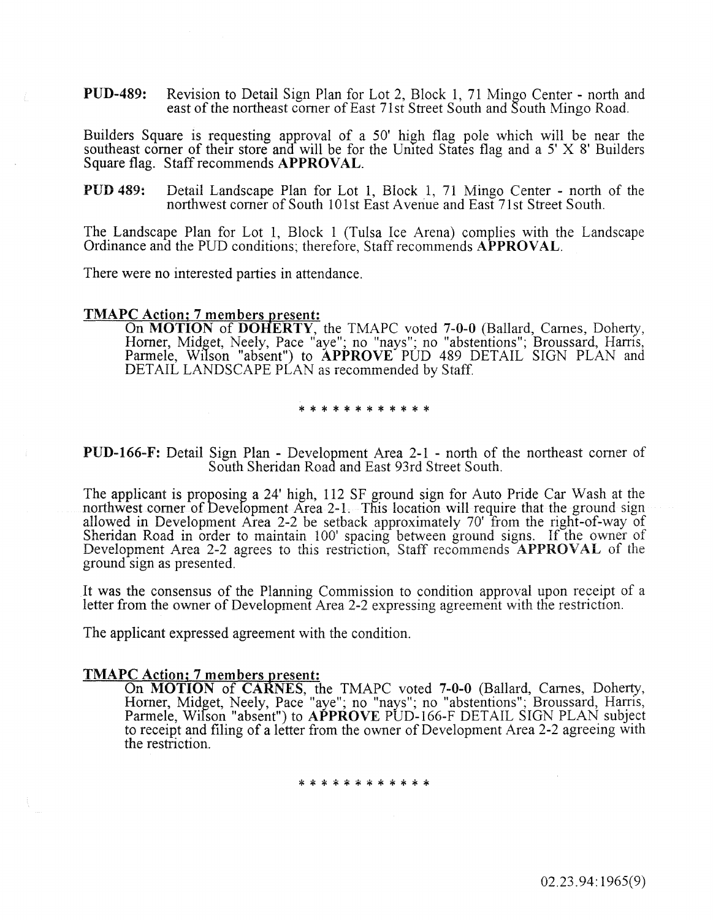**PUD-489:** Revision to Detail Sign Plan for Lot 2, Block 1, 71 Mingo Center - north and east of the northeast corner of East 71st Street South and South Mingo Road.

Builders Square is requesting approval of a 50' high flag pole which will be near the southeast corner of their store and will be for the United States flag and a 5' X 8' Builders Square flag. Staff recommends **APPROVAL**.

**PUD 489:** Detail Landscape Plan for Lot 1, Block 1, 71 Mingo Center - north of the northwest corner of South 101st East Avenue and East 71st Street South.

The Landscape Plan for Lot 1, Block 1 (Tulsa Ice Arena) complies with the Landscape Ordinance and the PUD conditions; therefore, Staff recommends **APPROVAL**.

There were no interested parties in attendance.

**TMAPC Action; 7 members present:**

On **MOTION** of **DOHERTY**, the TMAPC voted **7-0-0** (Ballard, Carnes, Doherty, Horner, Midget, Neely, Pace "aye"; no "nays"; no "abstentions"; Broussard, Harris, Parmele, Wilson "absent") to **APPROVE** PUD 489 DETAIL SIGN PLAN and DETAIL LANDSCAPE PLAN as recommended by Staff.

\* \* \* \* \* \* \* \* \* \* \* \*

**PUD-166-F:** Detail Sign Plan - Development Area 2-1 - north of the northeast corner of South Sheridan Road and East 93rd Street South.

The applicant is proposing a 24' high, 112 SF ground sign for Auto Pride Car Wash at the northwest corner of Development Area 2-1. This location will require that the ground sign allowed in Development Area 2-2 be setback approximately 70' from the right-of-way of Sheridan Road in order to maintain 100' spacing between ground signs. If the owner of Development Area 2-2 agrees to this restriction, Staff recommends **APPROVAL** of the ground sign as presented.

It was the consensus of the Planning Commission to condition approval upon receipt of a letter from the owner of Development Area 2-2 expressing agreement with the restriction.

The applicant expressed agreement with the condition.

**TMAPC Action; 7 members present:**

On **MOTION** of **CARNES**, the TMAPC voted **7-0-0** (Ballard, Carnes, Doherty, Horner, Midget, Neely, Pace "aye"; no "nays"; no "abstentions"; Broussard, Harris, Parmele, Wilson "absent") to **APPROVE** PUD-166-F DETAIL SIGN PLAN subject to receipt and filing of a letter from the owner of Development Area 2-2 agreeing with the restriction.

\* \* \* \* \* \* \* \* \* \* \* \*

02.23.94:1965(9)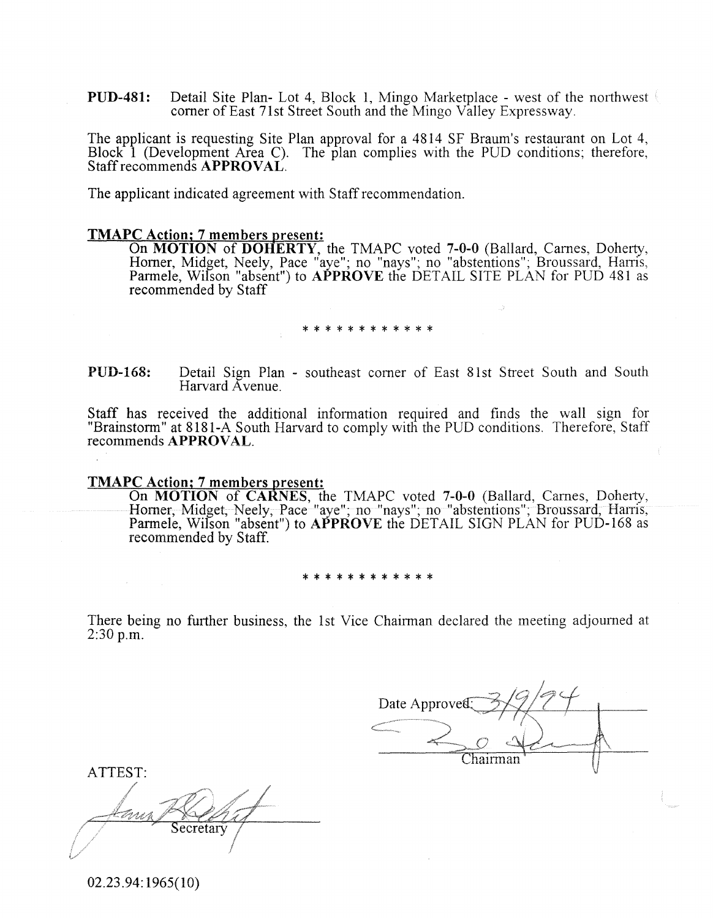**PUD-481:** Detail Site Plan- Lot 4, Block 1, Mingo Marketplace - west of the northwest corner of East 71st Street South and the Mingo Valley Expressway.

The applicant is requesting Site Plan approval for a 4814 SF Braum's restaurant on Lot 4, Block 1 (Development Area C). The plan complies with the PUD conditions; therefore, Staff recommends **APPROVAL**.

The applicant indicated agreement with Staff recommendation.

**TMAPC Action; 7 members present:**

On **MOTION** of **DOHERTY**, the TMAPC voted **7-0-0** (Ballard, Carnes, Doherty, Horner, Midget, Neely, Pace "aye"; no "nays"; no "abstentions"; Broussard, Harris, Parmele, Wilson "absent") to **APPROVE** the DETAIL SITE PLAN for PUD 481 as recommended by Staff

\* \* \* \* \* \* \* \* \* \* \* \*

**PUD-168:** Detail Sign Plan - southeast corner of East 81st Street South and South Harvard Avenue.

Staff has received the additional information required and finds the wall sign for "Brainstorm" at 8181-A South Harvard to comply with the PUD conditions. Therefore, Staff recommends **APPROVAL**.

**TMAPC Action; 7 members present:**

On **MOTION** of **CARNES**, the TMAPC voted **7-0-0** (Ballard, Carnes, Doherty, Horner, Midget, Neely, Pace "aye"; no "nays"; no "abstentions"; Broussard, Harris, Parmele, Wilson "absent") to **APPROVE** the DETAIL SIGN PLAN for PUD-168 as recommended by Staff.

\* \* \* \* \* \* \* \* \* \* \* \*

There being no further business, the 1st Vice Chairman declared the meeting adjourned at 2:30 p.m.

Date Approved: 3/9/94

Chairman

ATTEST:

Secretary

02.23.94:1965(10)